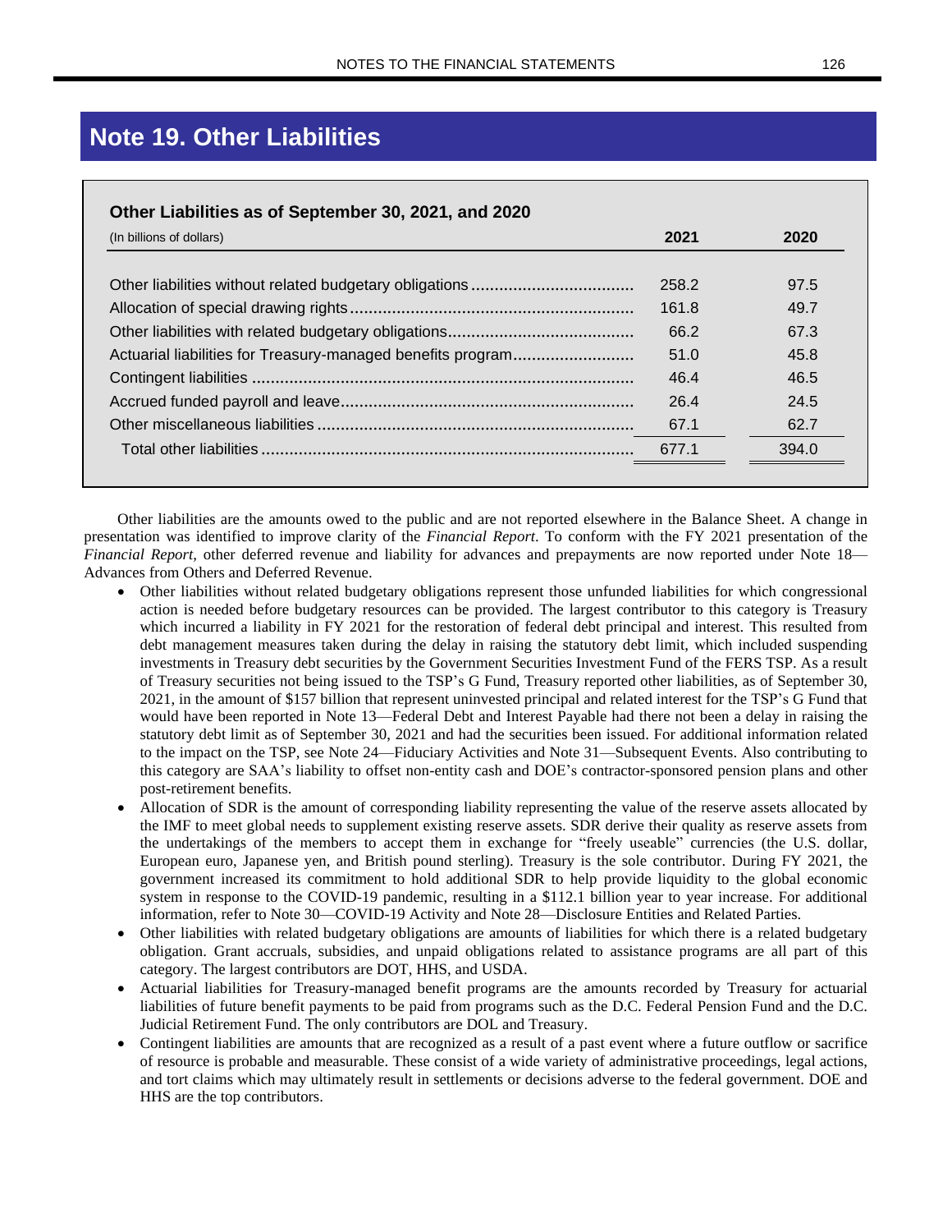# Note 19. Other Liabilities

**Other Liabilities as of September 30, 2021, and 2020**

| (In billions of dollars) | 2021 | 2020 |
|---|---|---|
| Other liabilities without related budgetary obligations | 258.2 | 97.5 |
| Allocation of special drawing rights | 161.8 | 49.7 |
| Other liabilities with related budgetary obligations | 66.2 | 67.3 |
| Actuarial liabilities for Treasury-managed benefits program | 51.0 | 45.8 |
| Contingent liabilities | 46.4 | 46.5 |
| Accrued funded payroll and leave | 26.4 | 24.5 |
| Other miscellaneous liabilities | 67.1 | 62.7 |
| Total other liabilities | 677.1 | 394.0 |

Other liabilities are the amounts owed to the public and are not reported elsewhere in the Balance Sheet. A change in presentation was identified to improve clarity of the *Financial Report*. To conform with the FY 2021 presentation of the *Financial Report*, other deferred revenue and liability for advances and prepayments are now reported under Note 18—Advances from Others and Deferred Revenue.

- Other liabilities without related budgetary obligations represent those unfunded liabilities for which congressional action is needed before budgetary resources can be provided. The largest contributor to this category is Treasury which incurred a liability in FY 2021 for the restoration of federal debt principal and interest. This resulted from debt management measures taken during the delay in raising the statutory debt limit, which included suspending investments in Treasury debt securities by the Government Securities Investment Fund of the FERS TSP. As a result of Treasury securities not being issued to the TSP's G Fund, Treasury reported other liabilities, as of September 30, 2021, in the amount of $157 billion that represent uninvested principal and related interest for the TSP's G Fund that would have been reported in Note 13—Federal Debt and Interest Payable had there not been a delay in raising the statutory debt limit as of September 30, 2021 and had the securities been issued. For additional information related to the impact on the TSP, see Note 24—Fiduciary Activities and Note 31—Subsequent Events. Also contributing to this category are SAA's liability to offset non-entity cash and DOE's contractor-sponsored pension plans and other post-retirement benefits.
- Allocation of SDR is the amount of corresponding liability representing the value of the reserve assets allocated by the IMF to meet global needs to supplement existing reserve assets. SDR derive their quality as reserve assets from the undertakings of the members to accept them in exchange for "freely useable" currencies (the U.S. dollar, European euro, Japanese yen, and British pound sterling). Treasury is the sole contributor. During FY 2021, the government increased its commitment to hold additional SDR to help provide liquidity to the global economic system in response to the COVID-19 pandemic, resulting in a $112.1 billion year to year increase. For additional information, refer to Note 30—COVID-19 Activity and Note 28—Disclosure Entities and Related Parties.
- Other liabilities with related budgetary obligations are amounts of liabilities for which there is a related budgetary obligation. Grant accruals, subsidies, and unpaid obligations related to assistance programs are all part of this category. The largest contributors are DOT, HHS, and USDA.
- Actuarial liabilities for Treasury-managed benefit programs are the amounts recorded by Treasury for actuarial liabilities of future benefit payments to be paid from programs such as the D.C. Federal Pension Fund and the D.C. Judicial Retirement Fund. The only contributors are DOL and Treasury.
- Contingent liabilities are amounts that are recognized as a result of a past event where a future outflow or sacrifice of resource is probable and measurable. These consist of a wide variety of administrative proceedings, legal actions, and tort claims which may ultimately result in settlements or decisions adverse to the federal government. DOE and HHS are the top contributors.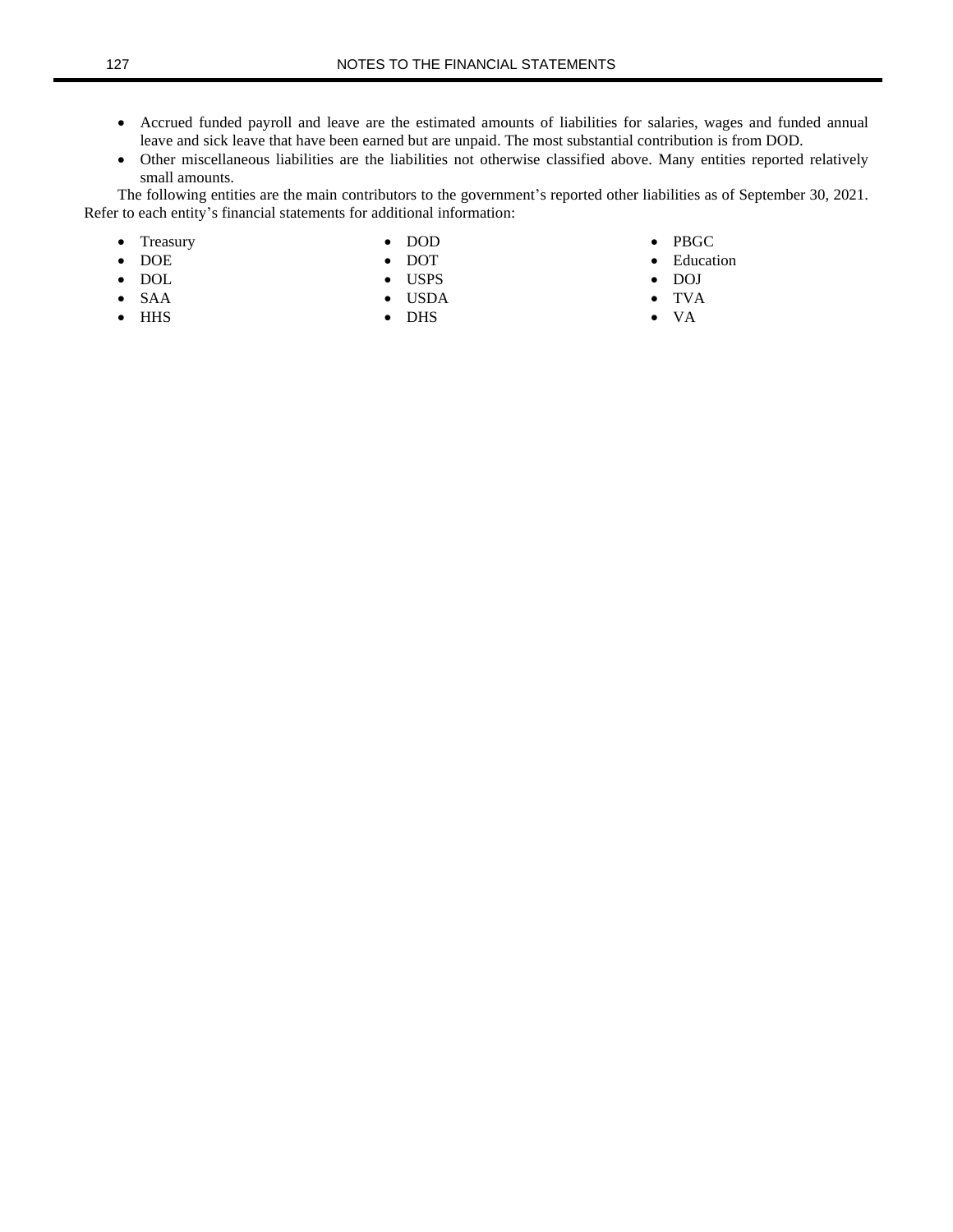- Accrued funded payroll and leave are the estimated amounts of liabilities for salaries, wages and funded annual leave and sick leave that have been earned but are unpaid. The most substantial contribution is from DOD.
- Other miscellaneous liabilities are the liabilities not otherwise classified above. Many entities reported relatively small amounts.

The following entities are the main contributors to the government's reported other liabilities as of September 30, 2021. Refer to each entity's financial statements for additional information:

- Treasury
- DOE
- DOL
- SAA
- HHS
- DOD
- DOT
- USPS
- USDA
- DHS
- PBGC
- Education
- DOJ
- TVA
- VA